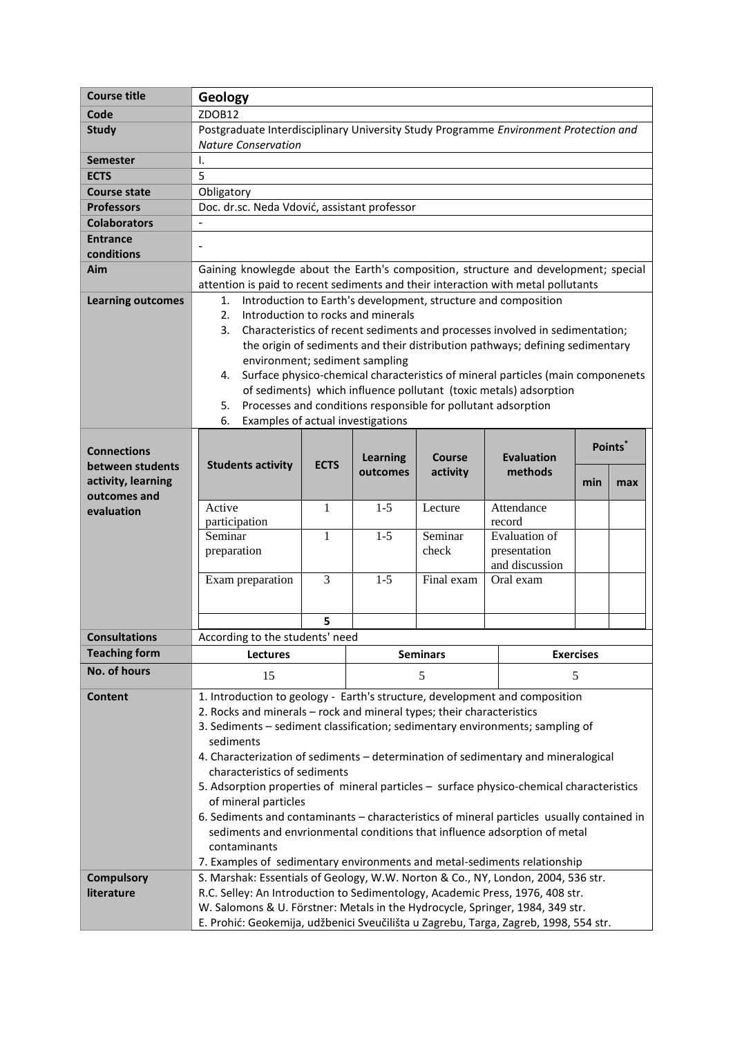| Course title | **Geology** |
|---|---|
| Code | ZDOB12 |
| Study | Postgraduate Interdisciplinary University Study Programme *Environment Protection and Nature Conservation* |
| Semester | I. |
| ECTS | 5 |
| Course state | Obligatory |
| Professors | Doc. dr.sc. Neda Vdović, assistant professor |
| Colaborators | - |
| Entrance conditions | - |
| Aim | Gaining knowlegde about the Earth's composition, structure and development; special attention is paid to recent sediments and their interaction with metal pollutants |
| Learning outcomes | 1. Introduction to Earth's development, structure and composition<br>2. Introduction to rocks and minerals<br>3. Characteristics of recent sediments and processes involved in sedimentation; the origin of sediments and their distribution pathways; defining sedimentary environment; sediment sampling<br>4. Surface physico-chemical characteristics of mineral particles (main componenets of sediments) which influence pollutant (toxic metals) adsorption<br>5. Processes and conditions responsible for pollutant adsorption<br>6. Examples of actual investigations |

**Connections between students activity, learning outcomes and evaluation**

| Students activity | ECTS | Learning outcomes | Course activity | Evaluation methods | Points* min | Points* max |
|---|---|---|---|---|---|---|
| Active participation | 1 | 1-5 | Lecture | Attendance record | | |
| Seminar preparation | 1 | 1-5 | Seminar check | Evaluation of presentation and discussion | | |
| Exam preparation | 3 | 1-5 | Final exam | Oral exam | | |
| | **5** | | | | | |

| Consultations | According to the students' need | | |
|---|---|---|---|
| Teaching form | **Lectures** | **Seminars** | **Exercises** |
| No. of hours | 15 | 5 | 5 |

**Content**

1. Introduction to geology - Earth's structure, development and composition
2. Rocks and minerals – rock and mineral types; their characteristics
3. Sediments – sediment classification; sedimentary environments; sampling of sediments
4. Characterization of sediments – determination of sedimentary and mineralogical characteristics of sediments
5. Adsorption properties of mineral particles – surface physico-chemical characteristics of mineral particles
6. Sediments and contaminants – characteristics of mineral particles usually contained in sediments and envrionmental conditions that influence adsorption of metal contaminants
7. Examples of sedimentary environments and metal-sediments relationship

**Compulsory literature**

S. Marshak: Essentials of Geology, W.W. Norton & Co., NY, London, 2004, 536 str.
R.C. Selley: An Introduction to Sedimentology, Academic Press, 1976, 408 str.
W. Salomons & U. Förstner: Metals in the Hydrocycle, Springer, 1984, 349 str.
E. Prohić: Geokemija, udžbenici Sveučilišta u Zagrebu, Targa, Zagreb, 1998, 554 str.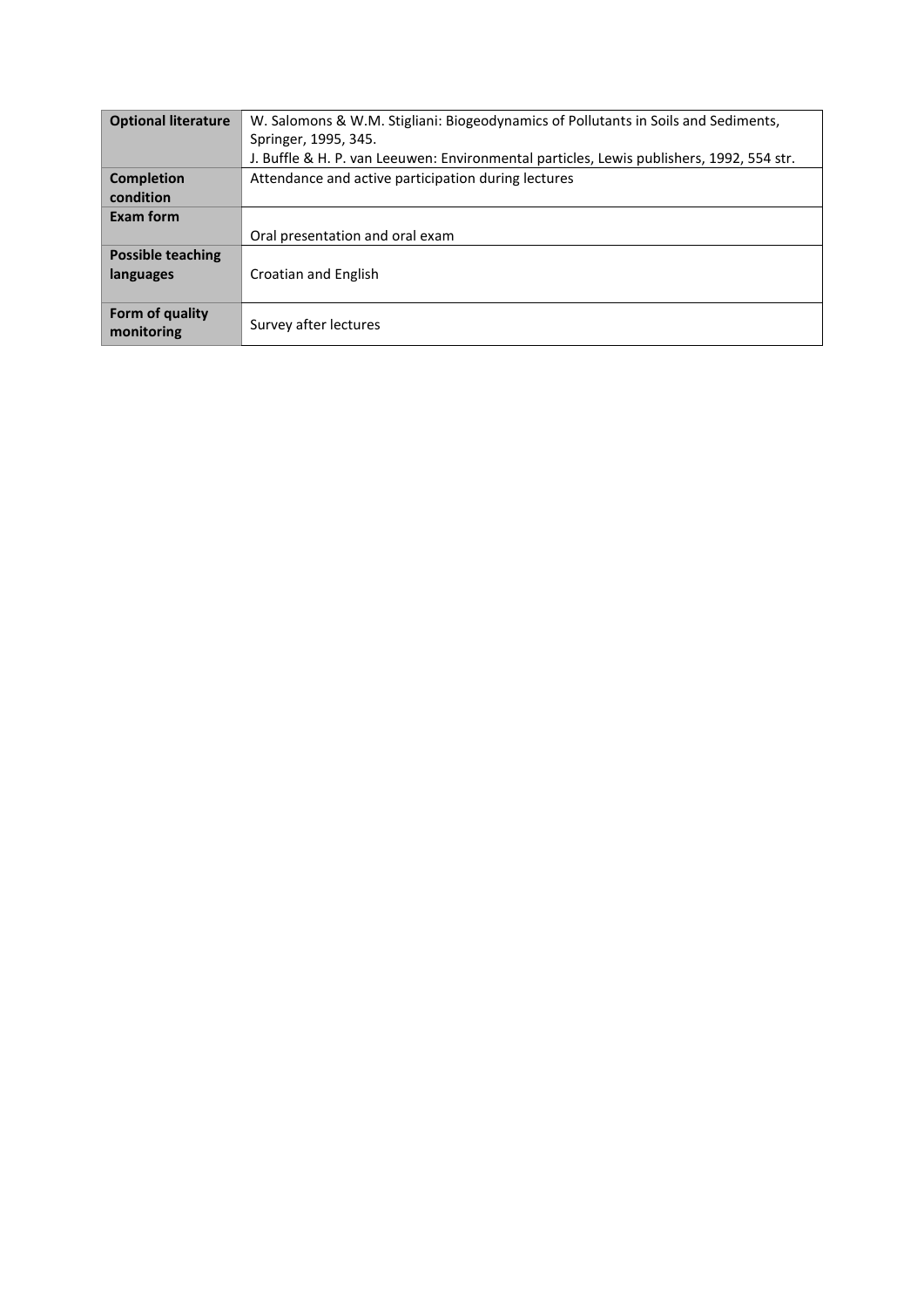| | |
|---|---|
| **Optional literature** | W. Salomons & W.M. Stigliani: Biogeodynamics of Pollutants in Soils and Sediments, Springer, 1995, 345.<br>J. Buffle & H. P. van Leeuwen: Environmental particles, Lewis publishers, 1992, 554 str. |
| **Completion condition** | Attendance and active participation during lectures |
| **Exam form** | Oral presentation and oral exam |
| **Possible teaching languages** | Croatian and English |
| **Form of quality monitoring** | Survey after lectures |